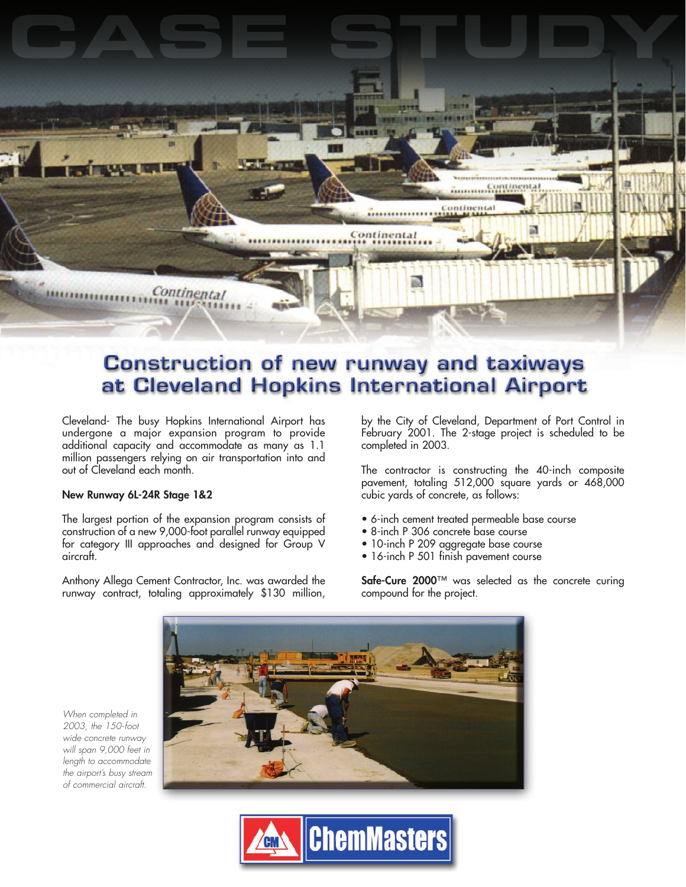# CASE STUDY

## Construction of new runway and taxiways at Cleveland Hopkins International Airport

Cleveland- The busy Hopkins International Airport has undergone a major expansion program to provide additional capacity and accommodate as many as 1.1 million passengers relying on air transportation into and out of Cleveland each month.

**New Runway 6L-24R Stage 1&2**

The largest portion of the expansion program consists of construction of a new 9,000-foot parallel runway equipped for category III approaches and designed for Group V aircraft.

Anthony Allega Cement Contractor, Inc. was awarded the runway contract, totaling approximately $130 million, by the City of Cleveland, Department of Port Control in February 2001. The 2-stage project is scheduled to be completed in 2003.

The contractor is constructing the 40-inch composite pavement, totaling 512,000 square yards or 468,000 cubic yards of concrete, as follows:

- 6-inch cement treated permeable base course
- 8-inch P 306 concrete base course
- 10-inch P 209 aggregate base course
- 16-inch P 501 finish pavement course

**Safe-Cure 2000**™ was selected as the concrete curing compound for the project.

*When completed in 2003, the 150-foot wide concrete runway will span 9,000 feet in length to accommodate the airport's busy stream of commercial aircraft.*

ChemMasters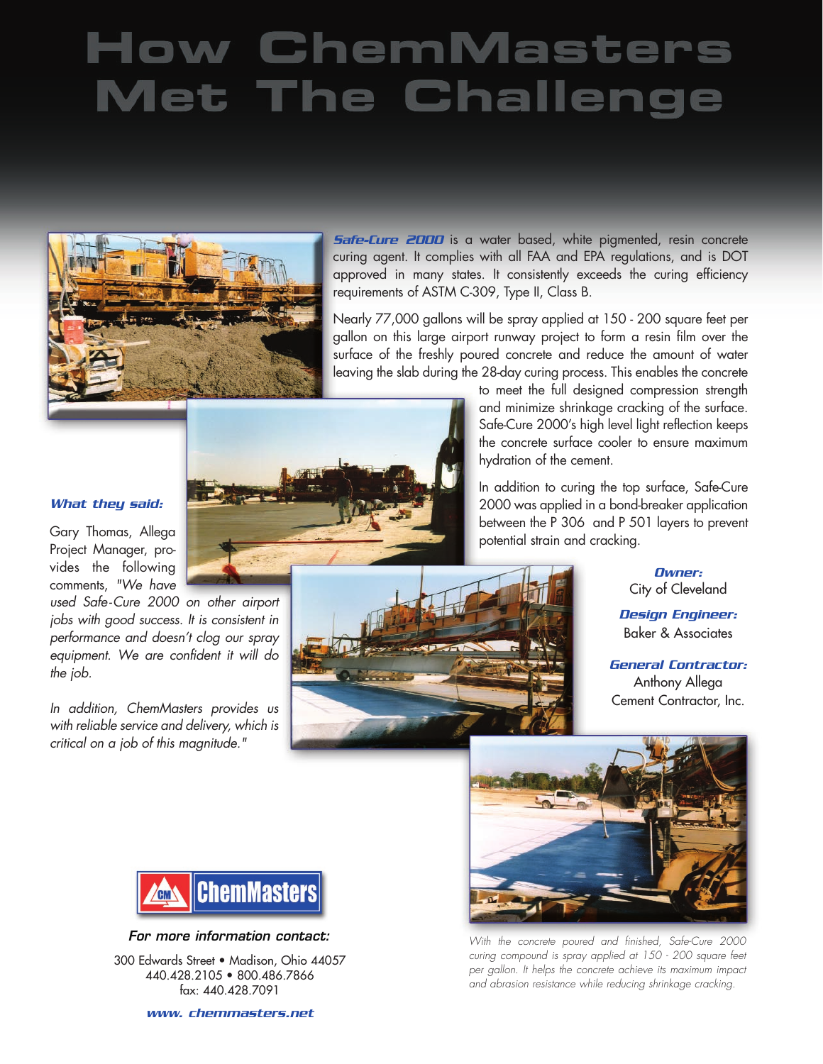# How ChemMasters Met The Challenge

***Safe-Cure 2000*** is a water based, white pigmented, resin concrete curing agent. It complies with all FAA and EPA regulations, and is DOT approved in many states. It consistently exceeds the curing efficiency requirements of ASTM C-309, Type II, Class B.

Nearly 77,000 gallons will be spray applied at 150 - 200 square feet per gallon on this large airport runway project to form a resin film over the surface of the freshly poured concrete and reduce the amount of water leaving the slab during the 28-day curing process. This enables the concrete to meet the full designed compression strength and minimize shrinkage cracking of the surface. Safe-Cure 2000's high level light reflection keeps the concrete surface cooler to ensure maximum hydration of the cement.

In addition to curing the top surface, Safe-Cure 2000 was applied in a bond-breaker application between the P 306 and P 501 layers to prevent potential strain and cracking.

***What they said:***

Gary Thomas, Allega Project Manager, provides the following comments, *"We have used Safe-Cure 2000 on other airport jobs with good success. It is consistent in performance and doesn't clog our spray equipment. We are confident it will do the job.*

*In addition, ChemMasters provides us with reliable service and delivery, which is critical on a job of this magnitude."*

***Owner:***
City of Cleveland

***Design Engineer:***
Baker & Associates

***General Contractor:***
Anthony Allega
Cement Contractor, Inc.

*With the concrete poured and finished, Safe-Cure 2000 curing compound is spray applied at 150 - 200 square feet per gallon. It helps the concrete achieve its maximum impact and abrasion resistance while reducing shrinkage cracking.*

ChemMasters

*For more information contact:*

300 Edwards Street • Madison, Ohio 44057
440.428.2105 • 800.486.7866
fax: 440.428.7091

***www. chemmasters.net***